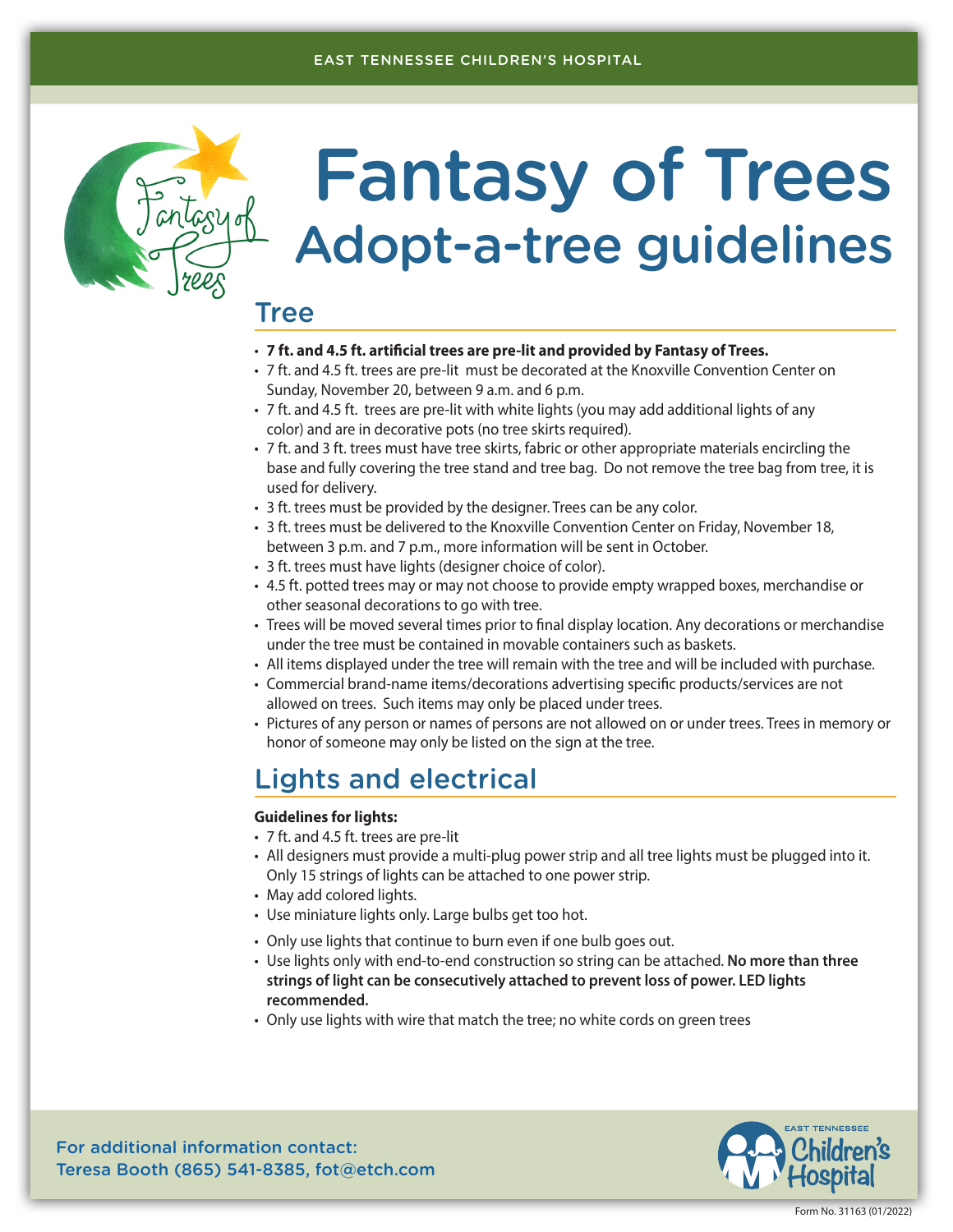EAST TENNESSEE CHILDREN'S HOSPITAL

# Fantasy of Trees

## Adopt-a-tree guidelines

## Tree

- **7 ft. and 4.5 ft. artificial trees are pre-lit and provided by Fantasy of Trees.**
- 7 ft. and 4.5 ft. trees are pre-lit must be decorated at the Knoxville Convention Center on Sunday, November 20, between 9 a.m. and 6 p.m.
- 7 ft. and 4.5 ft. trees are pre-lit with white lights (you may add additional lights of any color) and are in decorative pots (no tree skirts required).
- 7 ft. and 3 ft. trees must have tree skirts, fabric or other appropriate materials encircling the base and fully covering the tree stand and tree bag. Do not remove the tree bag from tree, it is used for delivery.
- 3 ft. trees must be provided by the designer. Trees can be any color.
- 3 ft. trees must be delivered to the Knoxville Convention Center on Friday, November 18, between 3 p.m. and 7 p.m., more information will be sent in October.
- 3 ft. trees must have lights (designer choice of color).
- 4.5 ft. potted trees may or may not choose to provide empty wrapped boxes, merchandise or other seasonal decorations to go with tree.
- Trees will be moved several times prior to final display location. Any decorations or merchandise under the tree must be contained in movable containers such as baskets.
- All items displayed under the tree will remain with the tree and will be included with purchase.
- Commercial brand-name items/decorations advertising specific products/services are not allowed on trees. Such items may only be placed under trees.
- Pictures of any person or names of persons are not allowed on or under trees. Trees in memory or honor of someone may only be listed on the sign at the tree.

## Lights and electrical

**Guidelines for lights:**

- 7 ft. and 4.5 ft. trees are pre-lit
- All designers must provide a multi-plug power strip and all tree lights must be plugged into it. Only 15 strings of lights can be attached to one power strip.
- May add colored lights.
- Use miniature lights only. Large bulbs get too hot.
- Only use lights that continue to burn even if one bulb goes out.
- Use lights only with end-to-end construction so string can be attached. **No more than three strings of light can be consecutively attached to prevent loss of power. LED lights recommended.**
- Only use lights with wire that match the tree; no white cords on green trees

For additional information contact:
Teresa Booth (865) 541-8385, fot@etch.com

Form No. 31163 (01/2022)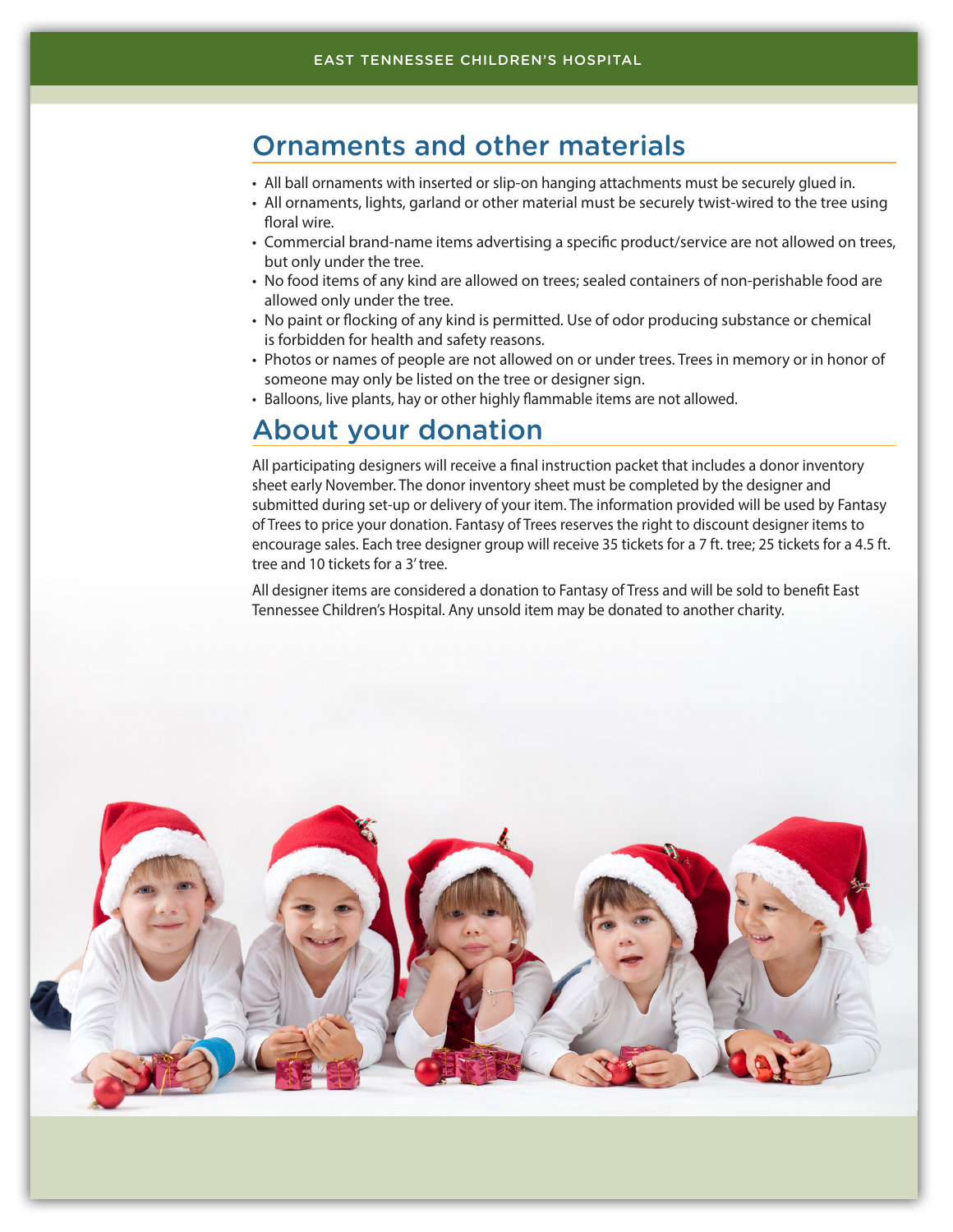## Ornaments and other materials

- All ball ornaments with inserted or slip-on hanging attachments must be securely glued in.
- All ornaments, lights, garland or other material must be securely twist-wired to the tree using floral wire.
- Commercial brand-name items advertising a specific product/service are not allowed on trees, but only under the tree.
- No food items of any kind are allowed on trees; sealed containers of non-perishable food are allowed only under the tree.
- No paint or flocking of any kind is permitted. Use of odor producing substance or chemical is forbidden for health and safety reasons.
- Photos or names of people are not allowed on or under trees. Trees in memory or in honor of someone may only be listed on the tree or designer sign.
- Balloons, live plants, hay or other highly flammable items are not allowed.

## About your donation

All participating designers will receive a final instruction packet that includes a donor inventory sheet early November. The donor inventory sheet must be completed by the designer and submitted during set-up or delivery of your item. The information provided will be used by Fantasy of Trees to price your donation. Fantasy of Trees reserves the right to discount designer items to encourage sales. Each tree designer group will receive 35 tickets for a 7 ft. tree; 25 tickets for a 4.5 ft. tree and 10 tickets for a 3' tree.

All designer items are considered a donation to Fantasy of Tress and will be sold to benefit East Tennessee Children's Hospital. Any unsold item may be donated to another charity.